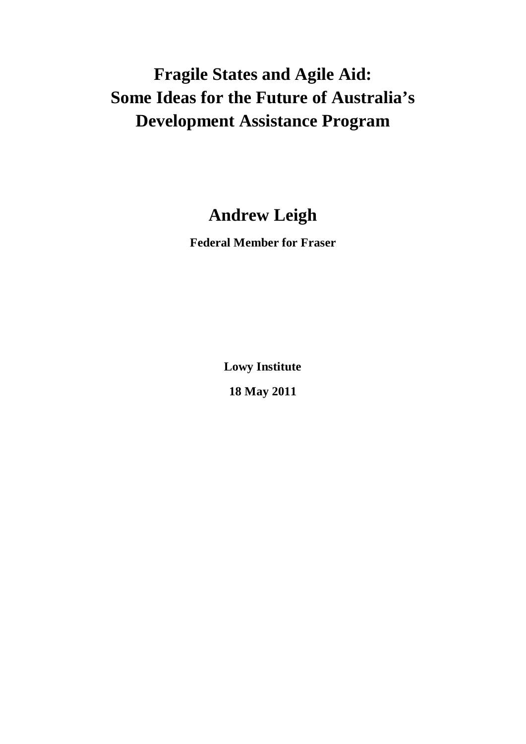# Fragile States and Agile Aid: Some Ideas for the Future of Australia's Development Assistance Program

## Andrew Leigh

**Federal Member for Fraser**

**Lowy Institute**

**18 May 2011**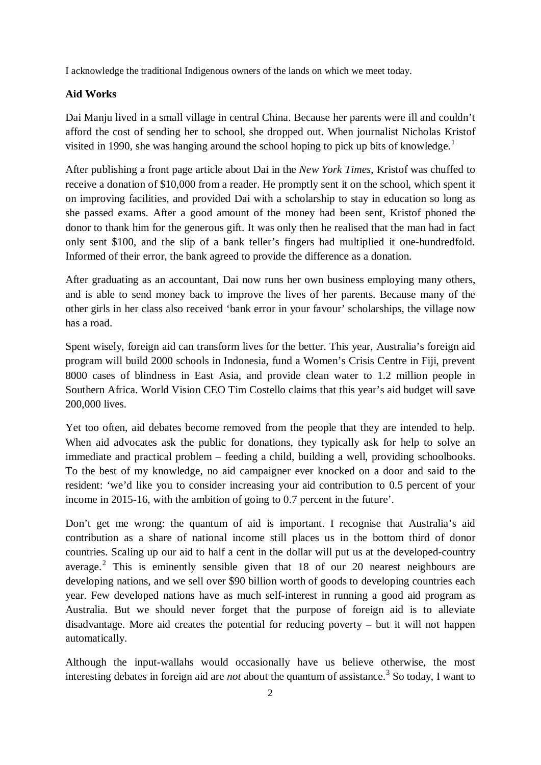I acknowledge the traditional Indigenous owners of the lands on which we meet today.

**Aid Works**

Dai Manju lived in a small village in central China. Because her parents were ill and couldn't afford the cost of sending her to school, she dropped out. When journalist Nicholas Kristof visited in 1990, she was hanging around the school hoping to pick up bits of knowledge.[1]

After publishing a front page article about Dai in the *New York Times*, Kristof was chuffed to receive a donation of $10,000 from a reader. He promptly sent it on the school, which spent it on improving facilities, and provided Dai with a scholarship to stay in education so long as she passed exams. After a good amount of the money had been sent, Kristof phoned the donor to thank him for the generous gift. It was only then he realised that the man had in fact only sent $100, and the slip of a bank teller's fingers had multiplied it one-hundredfold. Informed of their error, the bank agreed to provide the difference as a donation.

After graduating as an accountant, Dai now runs her own business employing many others, and is able to send money back to improve the lives of her parents. Because many of the other girls in her class also received 'bank error in your favour' scholarships, the village now has a road.

Spent wisely, foreign aid can transform lives for the better. This year, Australia's foreign aid program will build 2000 schools in Indonesia, fund a Women's Crisis Centre in Fiji, prevent 8000 cases of blindness in East Asia, and provide clean water to 1.2 million people in Southern Africa. World Vision CEO Tim Costello claims that this year's aid budget will save 200,000 lives.

Yet too often, aid debates become removed from the people that they are intended to help. When aid advocates ask the public for donations, they typically ask for help to solve an immediate and practical problem – feeding a child, building a well, providing schoolbooks. To the best of my knowledge, no aid campaigner ever knocked on a door and said to the resident: 'we'd like you to consider increasing your aid contribution to 0.5 percent of your income in 2015-16, with the ambition of going to 0.7 percent in the future'.

Don't get me wrong: the quantum of aid is important. I recognise that Australia's aid contribution as a share of national income still places us in the bottom third of donor countries. Scaling up our aid to half a cent in the dollar will put us at the developed-country average.[2] This is eminently sensible given that 18 of our 20 nearest neighbours are developing nations, and we sell over $90 billion worth of goods to developing countries each year. Few developed nations have as much self-interest in running a good aid program as Australia. But we should never forget that the purpose of foreign aid is to alleviate disadvantage. More aid creates the potential for reducing poverty – but it will not happen automatically.

Although the input-wallahs would occasionally have us believe otherwise, the most interesting debates in foreign aid are *not* about the quantum of assistance.[3] So today, I want to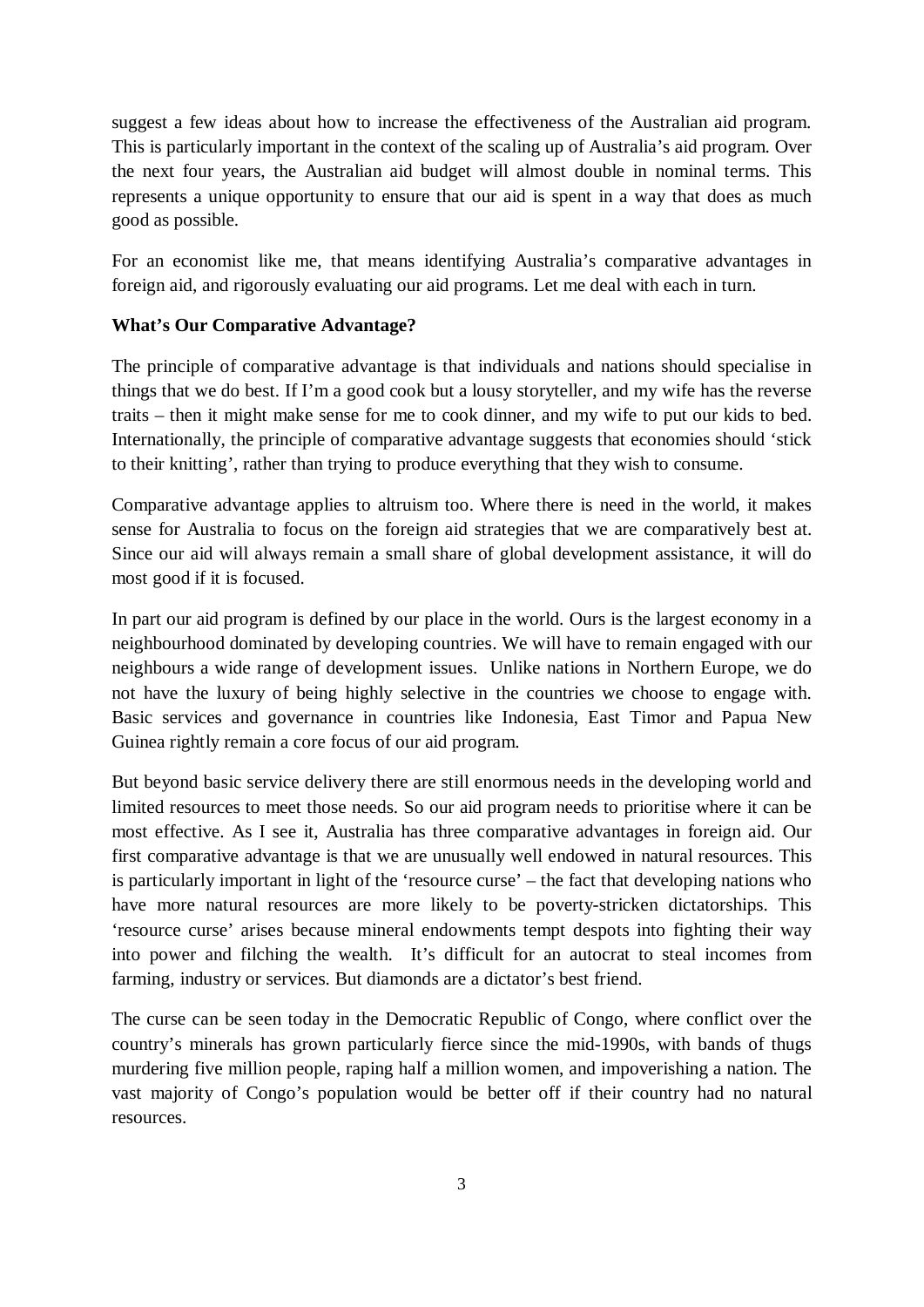suggest a few ideas about how to increase the effectiveness of the Australian aid program. This is particularly important in the context of the scaling up of Australia's aid program. Over the next four years, the Australian aid budget will almost double in nominal terms. This represents a unique opportunity to ensure that our aid is spent in a way that does as much good as possible.

For an economist like me, that means identifying Australia's comparative advantages in foreign aid, and rigorously evaluating our aid programs. Let me deal with each in turn.

**What's Our Comparative Advantage?**

The principle of comparative advantage is that individuals and nations should specialise in things that we do best. If I'm a good cook but a lousy storyteller, and my wife has the reverse traits – then it might make sense for me to cook dinner, and my wife to put our kids to bed. Internationally, the principle of comparative advantage suggests that economies should 'stick to their knitting', rather than trying to produce everything that they wish to consume.

Comparative advantage applies to altruism too. Where there is need in the world, it makes sense for Australia to focus on the foreign aid strategies that we are comparatively best at. Since our aid will always remain a small share of global development assistance, it will do most good if it is focused.

In part our aid program is defined by our place in the world. Ours is the largest economy in a neighbourhood dominated by developing countries. We will have to remain engaged with our neighbours a wide range of development issues. Unlike nations in Northern Europe, we do not have the luxury of being highly selective in the countries we choose to engage with. Basic services and governance in countries like Indonesia, East Timor and Papua New Guinea rightly remain a core focus of our aid program.

But beyond basic service delivery there are still enormous needs in the developing world and limited resources to meet those needs. So our aid program needs to prioritise where it can be most effective. As I see it, Australia has three comparative advantages in foreign aid. Our first comparative advantage is that we are unusually well endowed in natural resources. This is particularly important in light of the 'resource curse' – the fact that developing nations who have more natural resources are more likely to be poverty-stricken dictatorships. This 'resource curse' arises because mineral endowments tempt despots into fighting their way into power and filching the wealth. It's difficult for an autocrat to steal incomes from farming, industry or services. But diamonds are a dictator's best friend.

The curse can be seen today in the Democratic Republic of Congo, where conflict over the country's minerals has grown particularly fierce since the mid-1990s, with bands of thugs murdering five million people, raping half a million women, and impoverishing a nation. The vast majority of Congo's population would be better off if their country had no natural resources.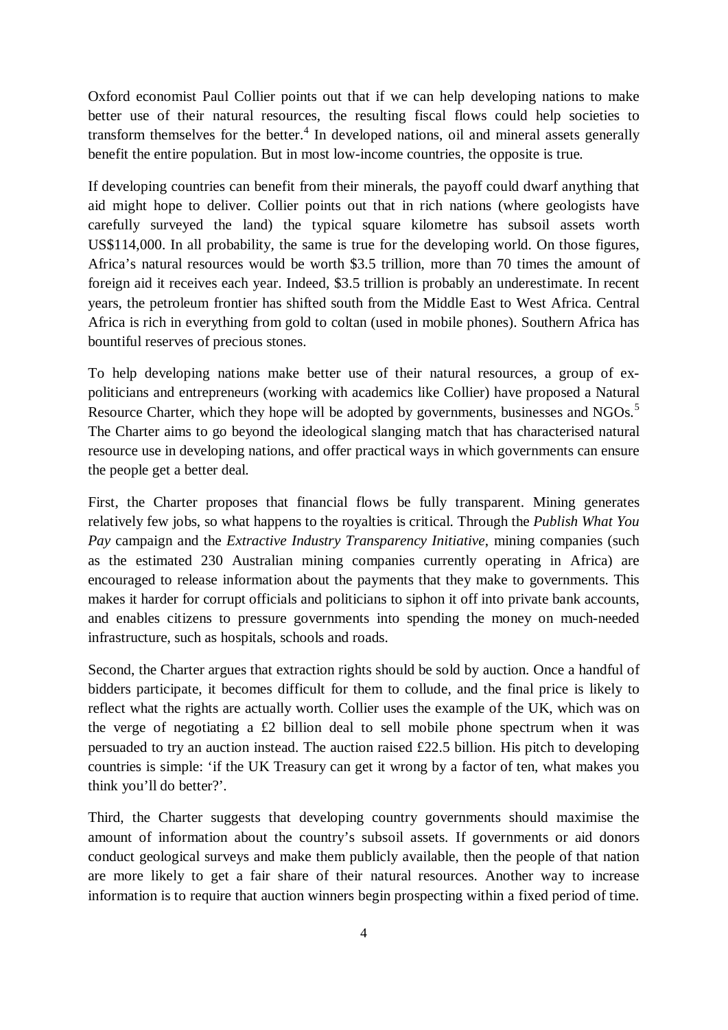Oxford economist Paul Collier points out that if we can help developing nations to make better use of their natural resources, the resulting fiscal flows could help societies to transform themselves for the better.[4] In developed nations, oil and mineral assets generally benefit the entire population. But in most low-income countries, the opposite is true.

If developing countries can benefit from their minerals, the payoff could dwarf anything that aid might hope to deliver. Collier points out that in rich nations (where geologists have carefully surveyed the land) the typical square kilometre has subsoil assets worth US$114,000. In all probability, the same is true for the developing world. On those figures, Africa's natural resources would be worth $3.5 trillion, more than 70 times the amount of foreign aid it receives each year. Indeed, $3.5 trillion is probably an underestimate. In recent years, the petroleum frontier has shifted south from the Middle East to West Africa. Central Africa is rich in everything from gold to coltan (used in mobile phones). Southern Africa has bountiful reserves of precious stones.

To help developing nations make better use of their natural resources, a group of ex-politicians and entrepreneurs (working with academics like Collier) have proposed a Natural Resource Charter, which they hope will be adopted by governments, businesses and NGOs.[5] The Charter aims to go beyond the ideological slanging match that has characterised natural resource use in developing nations, and offer practical ways in which governments can ensure the people get a better deal.

First, the Charter proposes that financial flows be fully transparent. Mining generates relatively few jobs, so what happens to the royalties is critical. Through the *Publish What You Pay* campaign and the *Extractive Industry Transparency Initiative*, mining companies (such as the estimated 230 Australian mining companies currently operating in Africa) are encouraged to release information about the payments that they make to governments. This makes it harder for corrupt officials and politicians to siphon it off into private bank accounts, and enables citizens to pressure governments into spending the money on much-needed infrastructure, such as hospitals, schools and roads.

Second, the Charter argues that extraction rights should be sold by auction. Once a handful of bidders participate, it becomes difficult for them to collude, and the final price is likely to reflect what the rights are actually worth. Collier uses the example of the UK, which was on the verge of negotiating a £2 billion deal to sell mobile phone spectrum when it was persuaded to try an auction instead. The auction raised £22.5 billion. His pitch to developing countries is simple: 'if the UK Treasury can get it wrong by a factor of ten, what makes you think you'll do better?'.

Third, the Charter suggests that developing country governments should maximise the amount of information about the country's subsoil assets. If governments or aid donors conduct geological surveys and make them publicly available, then the people of that nation are more likely to get a fair share of their natural resources. Another way to increase information is to require that auction winners begin prospecting within a fixed period of time.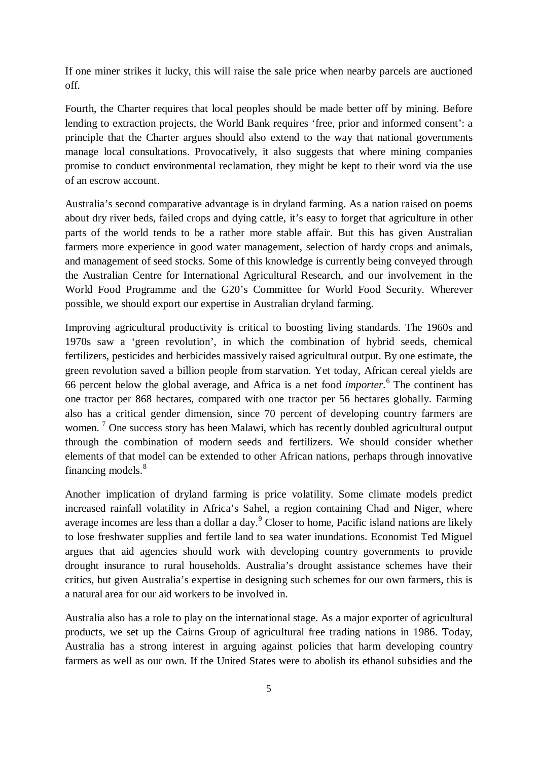If one miner strikes it lucky, this will raise the sale price when nearby parcels are auctioned off.

Fourth, the Charter requires that local peoples should be made better off by mining. Before lending to extraction projects, the World Bank requires 'free, prior and informed consent': a principle that the Charter argues should also extend to the way that national governments manage local consultations. Provocatively, it also suggests that where mining companies promise to conduct environmental reclamation, they might be kept to their word via the use of an escrow account.

Australia's second comparative advantage is in dryland farming. As a nation raised on poems about dry river beds, failed crops and dying cattle, it's easy to forget that agriculture in other parts of the world tends to be a rather more stable affair. But this has given Australian farmers more experience in good water management, selection of hardy crops and animals, and management of seed stocks. Some of this knowledge is currently being conveyed through the Australian Centre for International Agricultural Research, and our involvement in the World Food Programme and the G20's Committee for World Food Security. Wherever possible, we should export our expertise in Australian dryland farming.

Improving agricultural productivity is critical to boosting living standards. The 1960s and 1970s saw a 'green revolution', in which the combination of hybrid seeds, chemical fertilizers, pesticides and herbicides massively raised agricultural output. By one estimate, the green revolution saved a billion people from starvation. Yet today, African cereal yields are 66 percent below the global average, and Africa is a net food *importer*.[6] The continent has one tractor per 868 hectares, compared with one tractor per 56 hectares globally. Farming also has a critical gender dimension, since 70 percent of developing country farmers are women.[7] One success story has been Malawi, which has recently doubled agricultural output through the combination of modern seeds and fertilizers. We should consider whether elements of that model can be extended to other African nations, perhaps through innovative financing models.[8]

Another implication of dryland farming is price volatility. Some climate models predict increased rainfall volatility in Africa's Sahel, a region containing Chad and Niger, where average incomes are less than a dollar a day.[9] Closer to home, Pacific island nations are likely to lose freshwater supplies and fertile land to sea water inundations. Economist Ted Miguel argues that aid agencies should work with developing country governments to provide drought insurance to rural households. Australia's drought assistance schemes have their critics, but given Australia's expertise in designing such schemes for our own farmers, this is a natural area for our aid workers to be involved in.

Australia also has a role to play on the international stage. As a major exporter of agricultural products, we set up the Cairns Group of agricultural free trading nations in 1986. Today, Australia has a strong interest in arguing against policies that harm developing country farmers as well as our own. If the United States were to abolish its ethanol subsidies and the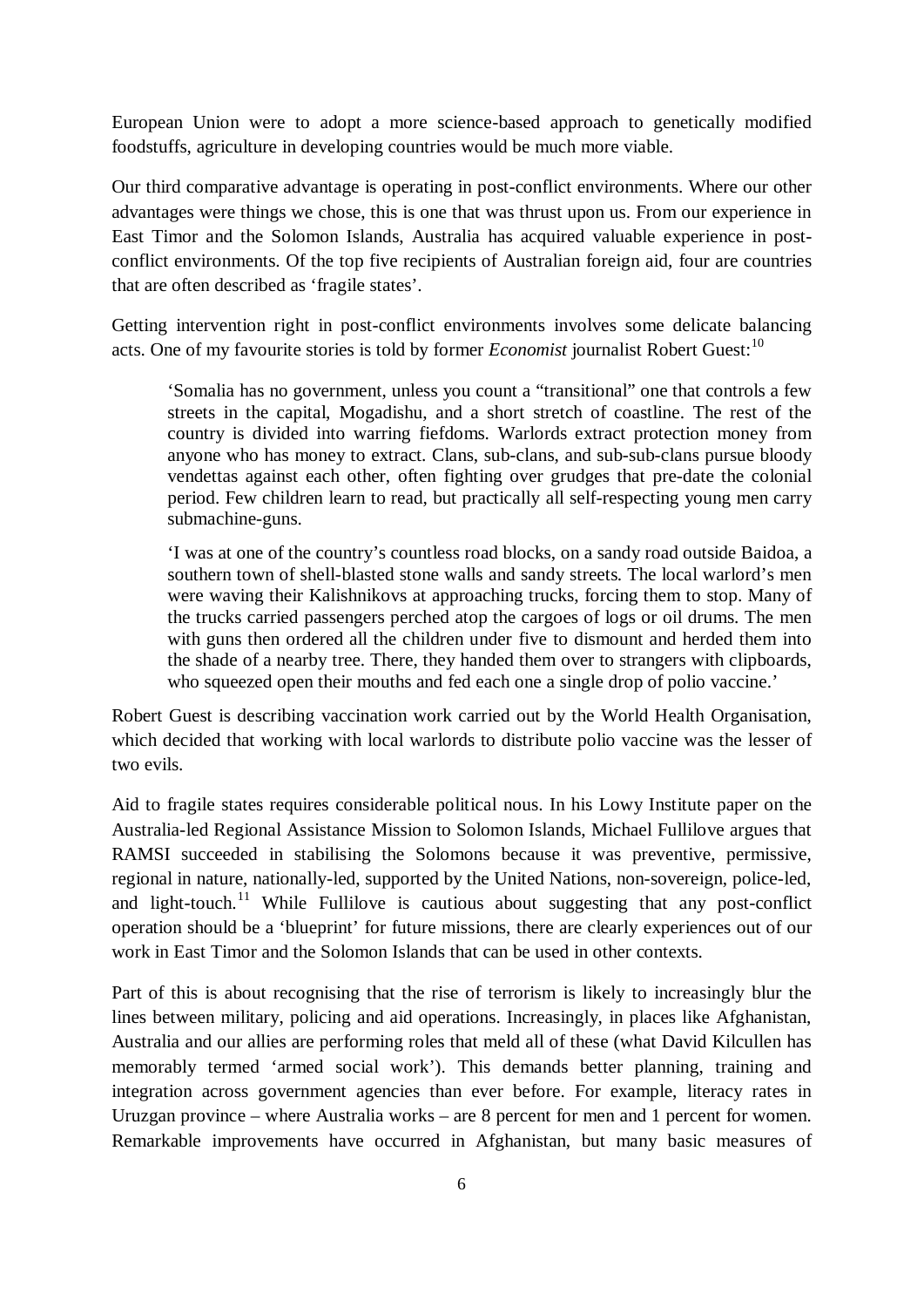European Union were to adopt a more science-based approach to genetically modified foodstuffs, agriculture in developing countries would be much more viable.

Our third comparative advantage is operating in post-conflict environments. Where our other advantages were things we chose, this is one that was thrust upon us. From our experience in East Timor and the Solomon Islands, Australia has acquired valuable experience in post-conflict environments. Of the top five recipients of Australian foreign aid, four are countries that are often described as 'fragile states'.

Getting intervention right in post-conflict environments involves some delicate balancing acts. One of my favourite stories is told by former *Economist* journalist Robert Guest:[10]

> 'Somalia has no government, unless you count a "transitional" one that controls a few streets in the capital, Mogadishu, and a short stretch of coastline. The rest of the country is divided into warring fiefdoms. Warlords extract protection money from anyone who has money to extract. Clans, sub-clans, and sub-sub-clans pursue bloody vendettas against each other, often fighting over grudges that pre-date the colonial period. Few children learn to read, but practically all self-respecting young men carry submachine-guns.
>
> 'I was at one of the country's countless road blocks, on a sandy road outside Baidoa, a southern town of shell-blasted stone walls and sandy streets. The local warlord's men were waving their Kalishnikovs at approaching trucks, forcing them to stop. Many of the trucks carried passengers perched atop the cargoes of logs or oil drums. The men with guns then ordered all the children under five to dismount and herded them into the shade of a nearby tree. There, they handed them over to strangers with clipboards, who squeezed open their mouths and fed each one a single drop of polio vaccine.'

Robert Guest is describing vaccination work carried out by the World Health Organisation, which decided that working with local warlords to distribute polio vaccine was the lesser of two evils.

Aid to fragile states requires considerable political nous. In his Lowy Institute paper on the Australia-led Regional Assistance Mission to Solomon Islands, Michael Fullilove argues that RAMSI succeeded in stabilising the Solomons because it was preventive, permissive, regional in nature, nationally-led, supported by the United Nations, non-sovereign, police-led, and light-touch.[11] While Fullilove is cautious about suggesting that any post-conflict operation should be a 'blueprint' for future missions, there are clearly experiences out of our work in East Timor and the Solomon Islands that can be used in other contexts.

Part of this is about recognising that the rise of terrorism is likely to increasingly blur the lines between military, policing and aid operations. Increasingly, in places like Afghanistan, Australia and our allies are performing roles that meld all of these (what David Kilcullen has memorably termed 'armed social work'). This demands better planning, training and integration across government agencies than ever before. For example, literacy rates in Uruzgan province – where Australia works – are 8 percent for men and 1 percent for women. Remarkable improvements have occurred in Afghanistan, but many basic measures of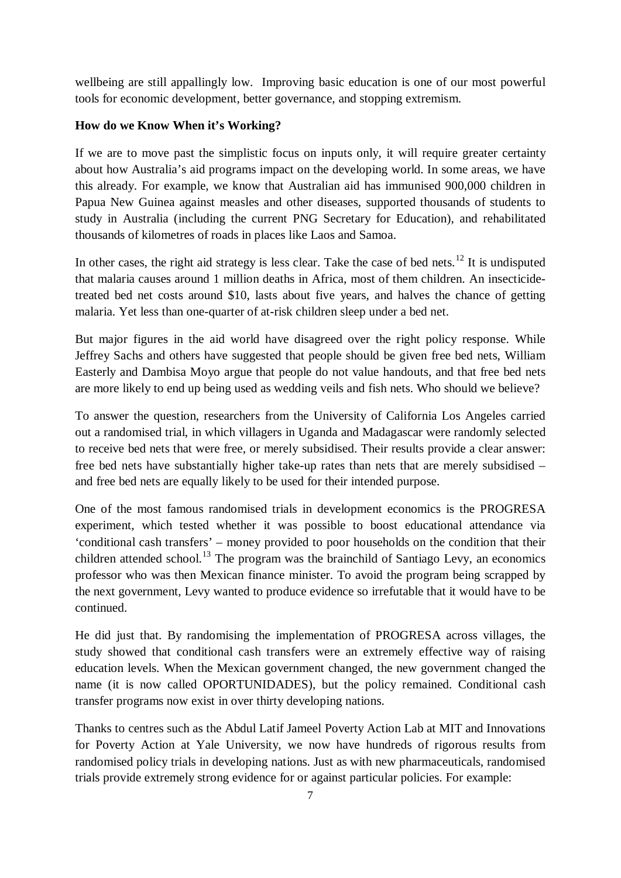wellbeing are still appallingly low. Improving basic education is one of our most powerful tools for economic development, better governance, and stopping extremism.

**How do we Know When it's Working?**

If we are to move past the simplistic focus on inputs only, it will require greater certainty about how Australia's aid programs impact on the developing world. In some areas, we have this already. For example, we know that Australian aid has immunised 900,000 children in Papua New Guinea against measles and other diseases, supported thousands of students to study in Australia (including the current PNG Secretary for Education), and rehabilitated thousands of kilometres of roads in places like Laos and Samoa.

In other cases, the right aid strategy is less clear. Take the case of bed nets.[12] It is undisputed that malaria causes around 1 million deaths in Africa, most of them children. An insecticide-treated bed net costs around $10, lasts about five years, and halves the chance of getting malaria. Yet less than one-quarter of at-risk children sleep under a bed net.

But major figures in the aid world have disagreed over the right policy response. While Jeffrey Sachs and others have suggested that people should be given free bed nets, William Easterly and Dambisa Moyo argue that people do not value handouts, and that free bed nets are more likely to end up being used as wedding veils and fish nets. Who should we believe?

To answer the question, researchers from the University of California Los Angeles carried out a randomised trial, in which villagers in Uganda and Madagascar were randomly selected to receive bed nets that were free, or merely subsidised. Their results provide a clear answer: free bed nets have substantially higher take-up rates than nets that are merely subsidised – and free bed nets are equally likely to be used for their intended purpose.

One of the most famous randomised trials in development economics is the PROGRESA experiment, which tested whether it was possible to boost educational attendance via 'conditional cash transfers' – money provided to poor households on the condition that their children attended school.[13] The program was the brainchild of Santiago Levy, an economics professor who was then Mexican finance minister. To avoid the program being scrapped by the next government, Levy wanted to produce evidence so irrefutable that it would have to be continued.

He did just that. By randomising the implementation of PROGRESA across villages, the study showed that conditional cash transfers were an extremely effective way of raising education levels. When the Mexican government changed, the new government changed the name (it is now called OPORTUNIDADES), but the policy remained. Conditional cash transfer programs now exist in over thirty developing nations.

Thanks to centres such as the Abdul Latif Jameel Poverty Action Lab at MIT and Innovations for Poverty Action at Yale University, we now have hundreds of rigorous results from randomised policy trials in developing nations. Just as with new pharmaceuticals, randomised trials provide extremely strong evidence for or against particular policies. For example: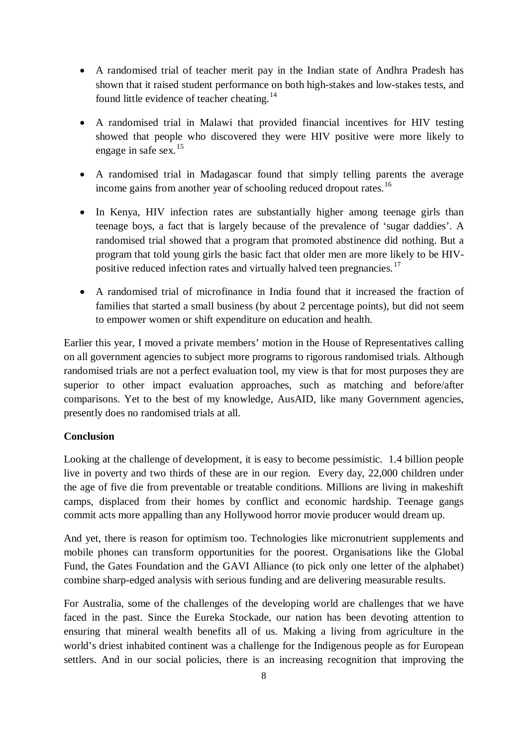- A randomised trial of teacher merit pay in the Indian state of Andhra Pradesh has shown that it raised student performance on both high-stakes and low-stakes tests, and found little evidence of teacher cheating.[14]

- A randomised trial in Malawi that provided financial incentives for HIV testing showed that people who discovered they were HIV positive were more likely to engage in safe sex.[15]

- A randomised trial in Madagascar found that simply telling parents the average income gains from another year of schooling reduced dropout rates.[16]

- In Kenya, HIV infection rates are substantially higher among teenage girls than teenage boys, a fact that is largely because of the prevalence of 'sugar daddies'. A randomised trial showed that a program that promoted abstinence did nothing. But a program that told young girls the basic fact that older men are more likely to be HIV-positive reduced infection rates and virtually halved teen pregnancies.[17]

- A randomised trial of microfinance in India found that it increased the fraction of families that started a small business (by about 2 percentage points), but did not seem to empower women or shift expenditure on education and health.

Earlier this year, I moved a private members' motion in the House of Representatives calling on all government agencies to subject more programs to rigorous randomised trials. Although randomised trials are not a perfect evaluation tool, my view is that for most purposes they are superior to other impact evaluation approaches, such as matching and before/after comparisons. Yet to the best of my knowledge, AusAID, like many Government agencies, presently does no randomised trials at all.

**Conclusion**

Looking at the challenge of development, it is easy to become pessimistic. 1.4 billion people live in poverty and two thirds of these are in our region. Every day, 22,000 children under the age of five die from preventable or treatable conditions. Millions are living in makeshift camps, displaced from their homes by conflict and economic hardship. Teenage gangs commit acts more appalling than any Hollywood horror movie producer would dream up.

And yet, there is reason for optimism too. Technologies like micronutrient supplements and mobile phones can transform opportunities for the poorest. Organisations like the Global Fund, the Gates Foundation and the GAVI Alliance (to pick only one letter of the alphabet) combine sharp-edged analysis with serious funding and are delivering measurable results.

For Australia, some of the challenges of the developing world are challenges that we have faced in the past. Since the Eureka Stockade, our nation has been devoting attention to ensuring that mineral wealth benefits all of us. Making a living from agriculture in the world's driest inhabited continent was a challenge for the Indigenous people as for European settlers. And in our social policies, there is an increasing recognition that improving the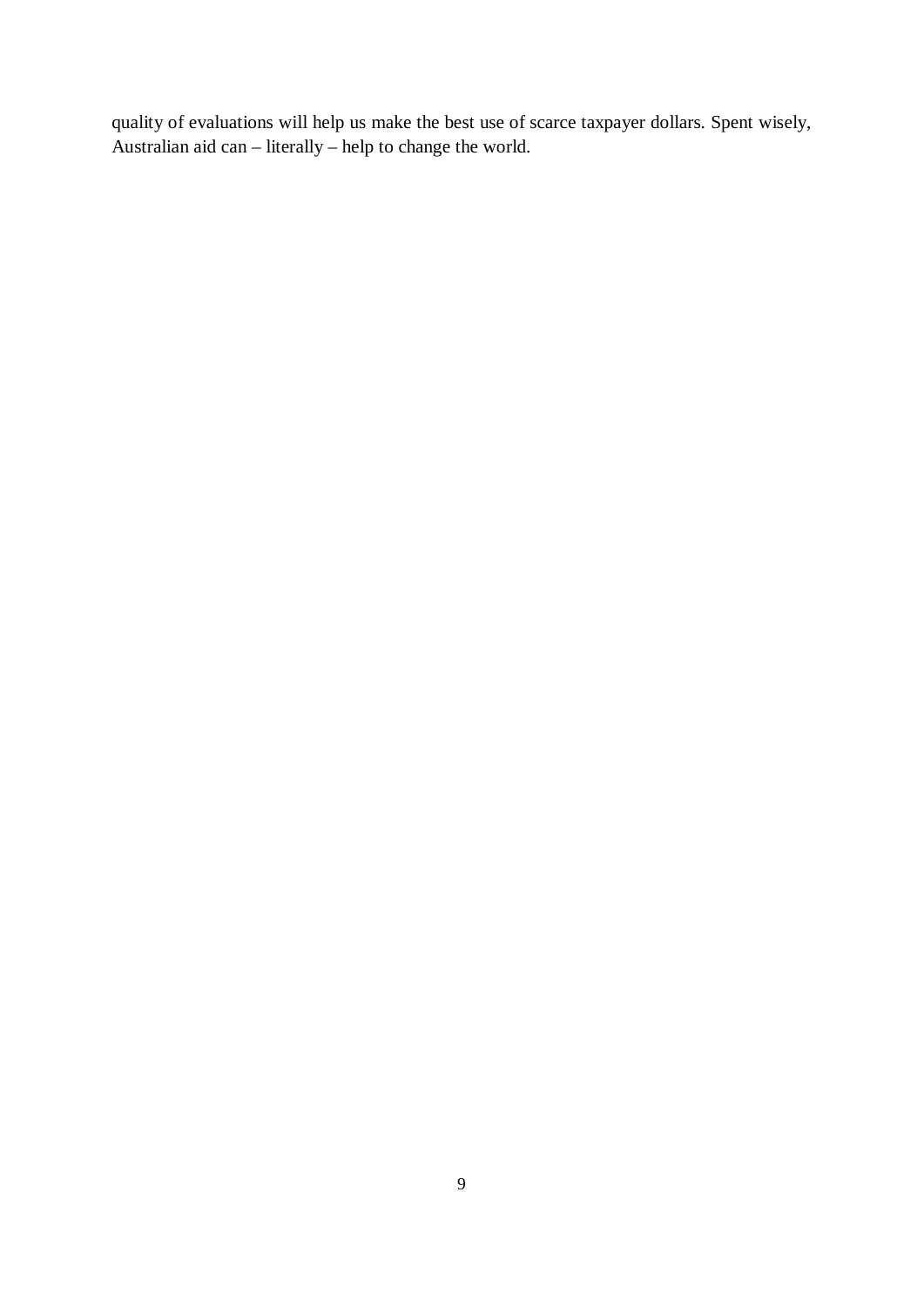quality of evaluations will help us make the best use of scarce taxpayer dollars. Spent wisely, Australian aid can – literally – help to change the world.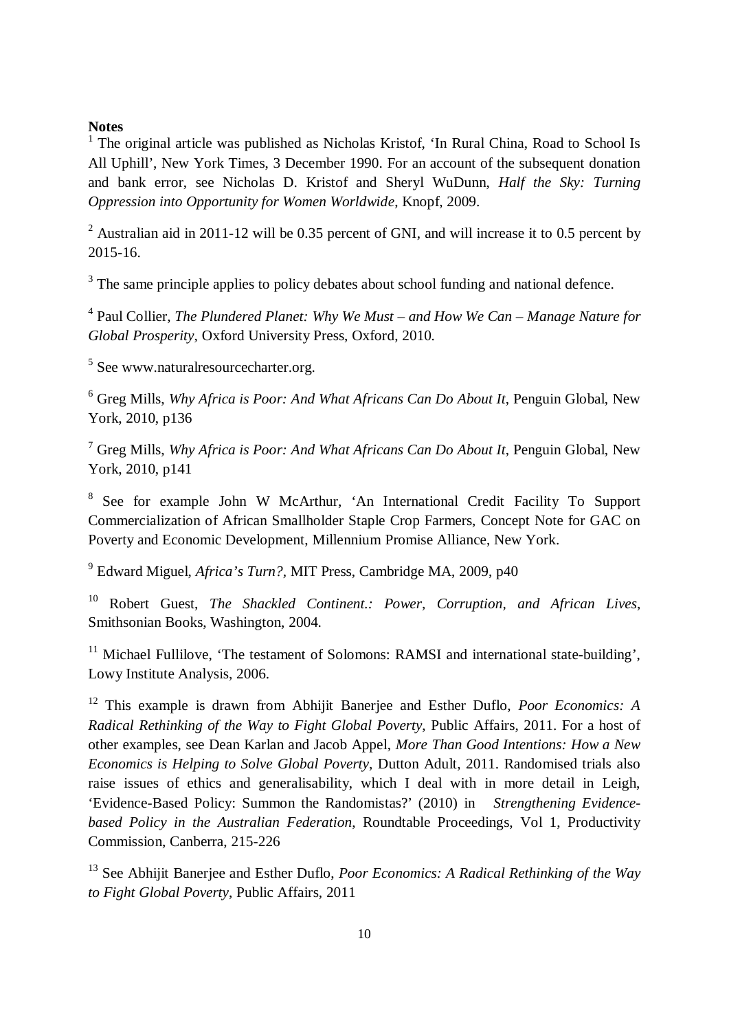**Notes**

[1] The original article was published as Nicholas Kristof, 'In Rural China, Road to School Is All Uphill', New York Times, 3 December 1990. For an account of the subsequent donation and bank error, see Nicholas D. Kristof and Sheryl WuDunn, *Half the Sky: Turning Oppression into Opportunity for Women Worldwide*, Knopf, 2009.

[2] Australian aid in 2011-12 will be 0.35 percent of GNI, and will increase it to 0.5 percent by 2015-16.

[3] The same principle applies to policy debates about school funding and national defence.

[4] Paul Collier, *The Plundered Planet: Why We Must – and How We Can – Manage Nature for Global Prosperity*, Oxford University Press, Oxford, 2010.

[5] See www.naturalresourcecharter.org.

[6] Greg Mills, *Why Africa is Poor: And What Africans Can Do About It*, Penguin Global, New York, 2010, p136

[7] Greg Mills, *Why Africa is Poor: And What Africans Can Do About It*, Penguin Global, New York, 2010, p141

[8] See for example John W McArthur, 'An International Credit Facility To Support Commercialization of African Smallholder Staple Crop Farmers, Concept Note for GAC on Poverty and Economic Development, Millennium Promise Alliance, New York.

[9] Edward Miguel, *Africa's Turn?*, MIT Press, Cambridge MA, 2009, p40

[10] Robert Guest, *The Shackled Continent.: Power, Corruption, and African Lives*, Smithsonian Books, Washington, 2004.

[11] Michael Fullilove, 'The testament of Solomons: RAMSI and international state-building', Lowy Institute Analysis, 2006.

[12] This example is drawn from Abhijit Banerjee and Esther Duflo, *Poor Economics: A Radical Rethinking of the Way to Fight Global Poverty*, Public Affairs, 2011. For a host of other examples, see Dean Karlan and Jacob Appel, *More Than Good Intentions: How a New Economics is Helping to Solve Global Poverty*, Dutton Adult, 2011. Randomised trials also raise issues of ethics and generalisability, which I deal with in more detail in Leigh, 'Evidence-Based Policy: Summon the Randomistas?' (2010) in *Strengthening Evidence-based Policy in the Australian Federation*, Roundtable Proceedings, Vol 1, Productivity Commission, Canberra, 215-226

[13] See Abhijit Banerjee and Esther Duflo, *Poor Economics: A Radical Rethinking of the Way to Fight Global Poverty*, Public Affairs, 2011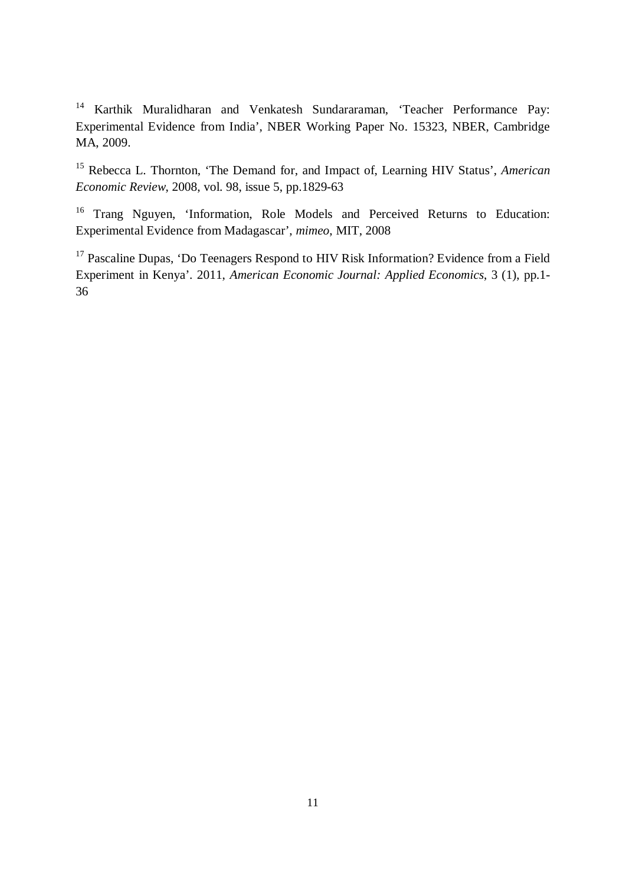[14] Karthik Muralidharan and Venkatesh Sundararaman, 'Teacher Performance Pay: Experimental Evidence from India', NBER Working Paper No. 15323, NBER, Cambridge MA, 2009.

[15] Rebecca L. Thornton, 'The Demand for, and Impact of, Learning HIV Status', *American Economic Review*, 2008, vol. 98, issue 5, pp.1829-63

[16] Trang Nguyen, 'Information, Role Models and Perceived Returns to Education: Experimental Evidence from Madagascar', *mimeo*, MIT, 2008

[17] Pascaline Dupas, 'Do Teenagers Respond to HIV Risk Information? Evidence from a Field Experiment in Kenya'. 2011, *American Economic Journal: Applied Economics*, 3 (1), pp.1-36